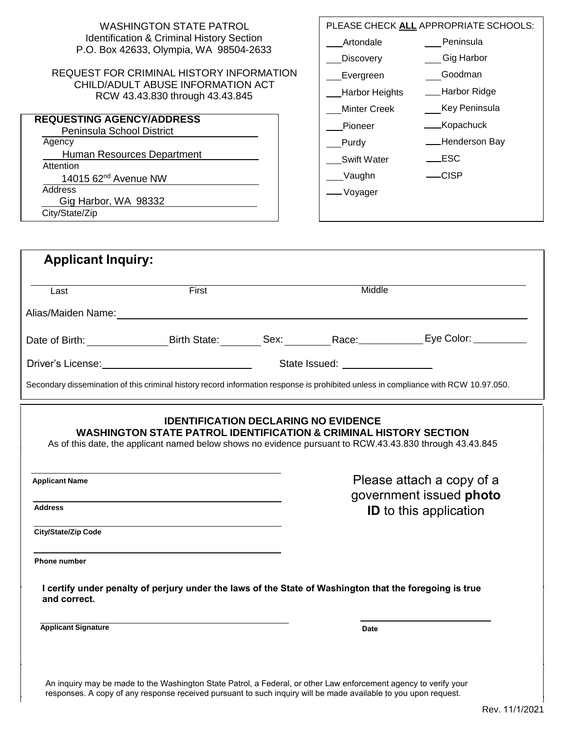WASHINGTON STATE PATROL
Identification & Criminal History Section
P.O. Box 42633, Olympia, WA 98504-2633

REQUEST FOR CRIMINAL HISTORY INFORMATION
CHILD/ADULT ABUSE INFORMATION ACT
RCW 43.43.830 through 43.43.845

**REQUESTING AGENCY/ADDRESS**

Peninsula School District
Agency

Human Resources Department
Attention

14015 62nd Avenue NW
Address

Gig Harbor, WA 98332
City/State/Zip

PLEASE CHECK **ALL** APPROPRIATE SCHOOLS:

| | |
|---|---|
| ___ Artondale | ___ Peninsula |
| ___ Discovery | ___ Gig Harbor |
| ___ Evergreen | ___ Goodman |
| ___ Harbor Heights | ___ Harbor Ridge |
| ___ Minter Creek | ___ Key Peninsula |
| ___ Pioneer | ___ Kopachuck |
| ___ Purdy | ___ Henderson Bay |
| ___ Swift Water | ___ ESC |
| ___ Vaughn | ___ CISP |
| ___ Voyager | |

## Applicant Inquiry:

________________________________________________
Last First Middle

Alias/Maiden Name: ______________________________

Date of Birth: ____________ Birth State: ______ Sex: ______ Race: __________ Eye Color: ________

Driver's License: ______________________ State Issued: ______________

Secondary dissemination of this criminal history record information response is prohibited unless in compliance with RCW 10.97.050.

**IDENTIFICATION DECLARING NO EVIDENCE**
**WASHINGTON STATE PATROL IDENTIFICATION & CRIMINAL HISTORY SECTION**
As of this date, the applicant named below shows no evidence pursuant to RCW.43.43.830 through 43.43.845

______________________________
**Applicant Name**

______________________________
**Address**

______________________________
**City/State/Zip Code**

______________________________
**Phone number**

Please attach a copy of a government issued **photo ID** to this application

**I certify under penalty of perjury under the laws of the State of Washington that the foregoing is true and correct.**

______________________________ ______________________
**Applicant Signature** **Date**

An inquiry may be made to the Washington State Patrol, a Federal, or other Law enforcement agency to verify your responses. A copy of any response received pursuant to such inquiry will be made available to you upon request.

Rev. 11/1/2021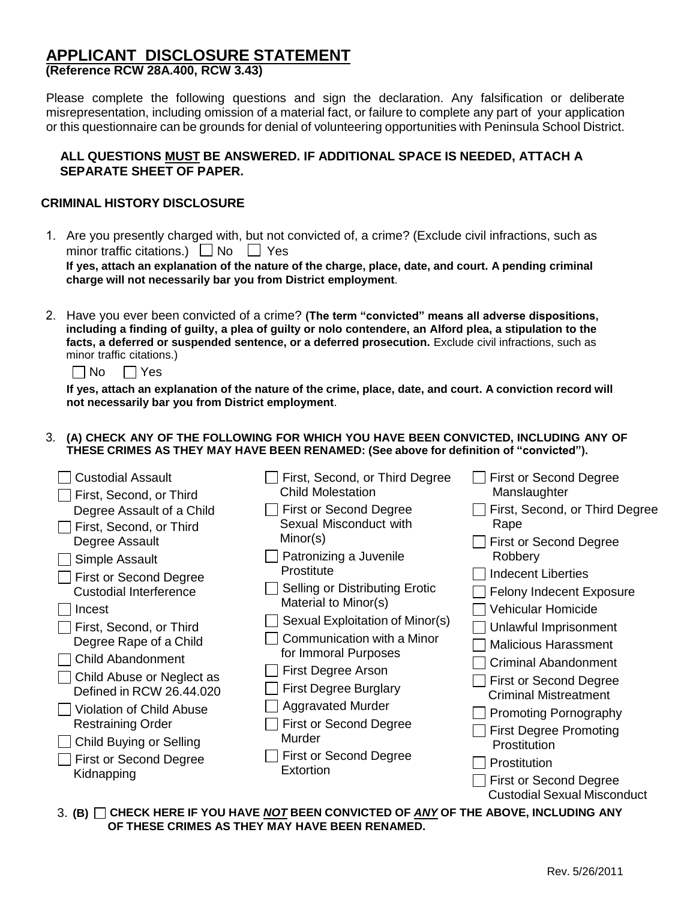# APPLICANT DISCLOSURE STATEMENT

**(Reference RCW 28A.400, RCW 3.43)**

Please complete the following questions and sign the declaration. Any falsification or deliberate misrepresentation, including omission of a material fact, or failure to complete any part of your application or this questionnaire can be grounds for denial of volunteering opportunities with Peninsula School District.

**ALL QUESTIONS MUST BE ANSWERED. IF ADDITIONAL SPACE IS NEEDED, ATTACH A SEPARATE SHEET OF PAPER.**

## CRIMINAL HISTORY DISCLOSURE

1. Are you presently charged with, but not convicted of, a crime? (Exclude civil infractions, such as minor traffic citations.) ☐ No ☐ Yes

   **If yes, attach an explanation of the nature of the charge, place, date, and court. A pending criminal charge will not necessarily bar you from District employment**.

2. Have you ever been convicted of a crime? **(The term "convicted" means all adverse dispositions, including a finding of guilty, a plea of guilty or nolo contendere, an Alford plea, a stipulation to the facts, a deferred or suspended sentence, or a deferred prosecution.** Exclude civil infractions, such as minor traffic citations.)

   ☐ No ☐ Yes

   **If yes, attach an explanation of the nature of the crime, place, date, and court. A conviction record will not necessarily bar you from District employment**.

3. **(A) CHECK ANY OF THE FOLLOWING FOR WHICH YOU HAVE BEEN CONVICTED, INCLUDING ANY OF THESE CRIMES AS THEY MAY HAVE BEEN RENAMED: (See above for definition of "convicted").**

- ☐ Custodial Assault
- ☐ First, Second, or Third Degree Assault of a Child
- ☐ First, Second, or Third Degree Assault
- ☐ Simple Assault
- ☐ First or Second Degree Custodial Interference
- ☐ Incest
- ☐ First, Second, or Third Degree Rape of a Child
- ☐ Child Abandonment
- ☐ Child Abuse or Neglect as Defined in RCW 26.44.020
- ☐ Violation of Child Abuse Restraining Order
- ☐ Child Buying or Selling
- ☐ First or Second Degree Kidnapping
- ☐ First, Second, or Third Degree Child Molestation
- ☐ First or Second Degree Sexual Misconduct with Minor(s)
- ☐ Patronizing a Juvenile Prostitute
- ☐ Selling or Distributing Erotic Material to Minor(s)
- ☐ Sexual Exploitation of Minor(s)
- ☐ Communication with a Minor for Immoral Purposes
- ☐ First Degree Arson
- ☐ First Degree Burglary
- ☐ Aggravated Murder
- ☐ First or Second Degree Murder
- ☐ First or Second Degree Extortion
- ☐ First or Second Degree Manslaughter
- ☐ First, Second, or Third Degree Rape
- ☐ First or Second Degree Robbery
- ☐ Indecent Liberties
- ☐ Felony Indecent Exposure
- ☐ Vehicular Homicide
- ☐ Unlawful Imprisonment
- ☐ Malicious Harassment
- ☐ Criminal Abandonment
- ☐ First or Second Degree Criminal Mistreatment
- ☐ Promoting Pornography
- ☐ First Degree Promoting Prostitution
- ☐ Prostitution
- ☐ First or Second Degree Custodial Sexual Misconduct

3. **(B)** ☐ **CHECK HERE IF YOU HAVE *NOT* BEEN CONVICTED OF *ANY* OF THE ABOVE, INCLUDING ANY OF THESE CRIMES AS THEY MAY HAVE BEEN RENAMED.**

Rev. 5/26/2011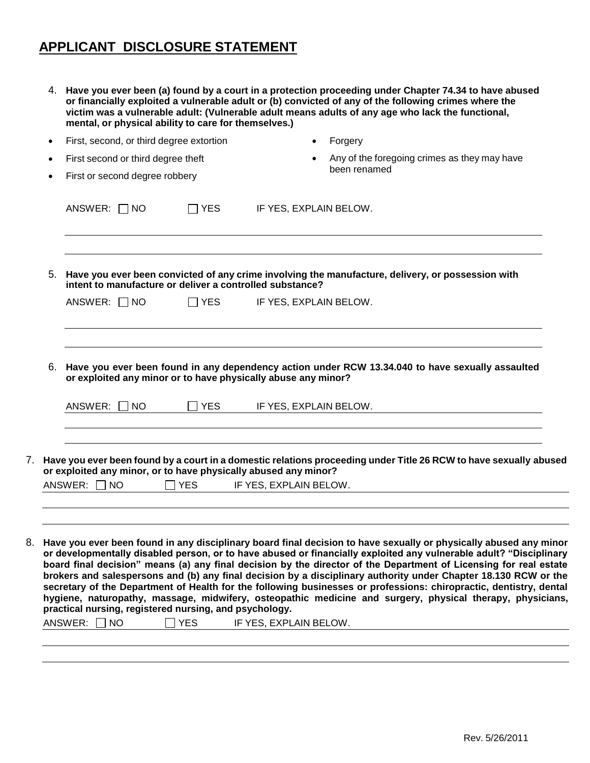## APPLICANT DISCLOSURE STATEMENT

4. **Have you ever been (a) found by a court in a protection proceeding under Chapter 74.34 to have abused or financially exploited a vulnerable adult or (b) convicted of any of the following crimes where the victim was a vulnerable adult: (Vulnerable adult means adults of any age who lack the functional, mental, or physical ability to care for themselves.)**

- First, second, or third degree extortion
- First second or third degree theft
- First or second degree robbery
- Forgery
- Any of the foregoing crimes as they may have been renamed

ANSWER: ☐ NO ☐ YES IF YES, EXPLAIN BELOW.

5. **Have you ever been convicted of any crime involving the manufacture, delivery, or possession with intent to manufacture or deliver a controlled substance?**

ANSWER: ☐ NO ☐ YES IF YES, EXPLAIN BELOW.

6. **Have you ever been found in any dependency action under RCW 13.34.040 to have sexually assaulted or exploited any minor or to have physically abuse any minor?**

ANSWER: ☐ NO ☐ YES IF YES, EXPLAIN BELOW.

7. **Have you ever been found by a court in a domestic relations proceeding under Title 26 RCW to have sexually abused or exploited any minor, or to have physically abused any minor?**

ANSWER: ☐ NO ☐ YES IF YES, EXPLAIN BELOW.

8. **Have you ever been found in any disciplinary board final decision to have sexually or physically abused any minor or developmentally disabled person, or to have abused or financially exploited any vulnerable adult? "Disciplinary board final decision" means (a) any final decision by the director of the Department of Licensing for real estate brokers and salespersons and (b) any final decision by a disciplinary authority under Chapter 18.130 RCW or the secretary of the Department of Health for the following businesses or professions: chiropractic, dentistry, dental hygiene, naturopathy, massage, midwifery, osteopathic medicine and surgery, physical therapy, physicians, practical nursing, registered nursing, and psychology.**

ANSWER: ☐ NO ☐ YES IF YES, EXPLAIN BELOW.

Rev. 5/26/2011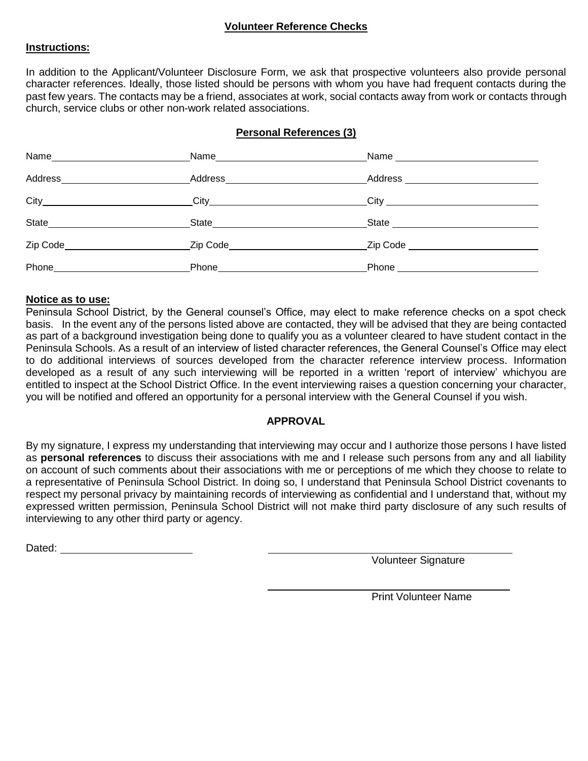## Volunteer Reference Checks

**Instructions:**

In addition to the Applicant/Volunteer Disclosure Form, we ask that prospective volunteers also provide personal character references. Ideally, those listed should be persons with whom you have had frequent contacts during the past few years. The contacts may be a friend, associates at work, social contacts away from work or contacts through church, service clubs or other non-work related associations.

### Personal References (3)

| | | |
|---|---|---|
| Name ____________ | Name ____________ | Name ____________ |
| Address ____________ | Address ____________ | Address ____________ |
| City ____________ | City ____________ | City ____________ |
| State ____________ | State ____________ | State ____________ |
| Zip Code ____________ | Zip Code ____________ | Zip Code ____________ |
| Phone ____________ | Phone ____________ | Phone ____________ |

**Notice as to use:**

Peninsula School District, by the General counsel's Office, may elect to make reference checks on a spot check basis. In the event any of the persons listed above are contacted, they will be advised that they are being contacted as part of a background investigation being done to qualify you as a volunteer cleared to have student contact in the Peninsula Schools. As a result of an interview of listed character references, the General Counsel's Office may elect to do additional interviews of sources developed from the character reference interview process. Information developed as a result of any such interviewing will be reported in a written 'report of interview' whichyou are entitled to inspect at the School District Office. In the event interviewing raises a question concerning your character, you will be notified and offered an opportunity for a personal interview with the General Counsel if you wish.

### APPROVAL

By my signature, I express my understanding that interviewing may occur and I authorize those persons I have listed as **personal references** to discuss their associations with me and I release such persons from any and all liability on account of such comments about their associations with me or perceptions of me which they choose to relate to a representative of Peninsula School District. In doing so, I understand that Peninsula School District covenants to respect my personal privacy by maintaining records of interviewing as confidential and I understand that, without my expressed written permission, Peninsula School District will not make third party disclosure of any such results of interviewing to any other third party or agency.

Dated: ____________

____________________
Volunteer Signature

____________________
Print Volunteer Name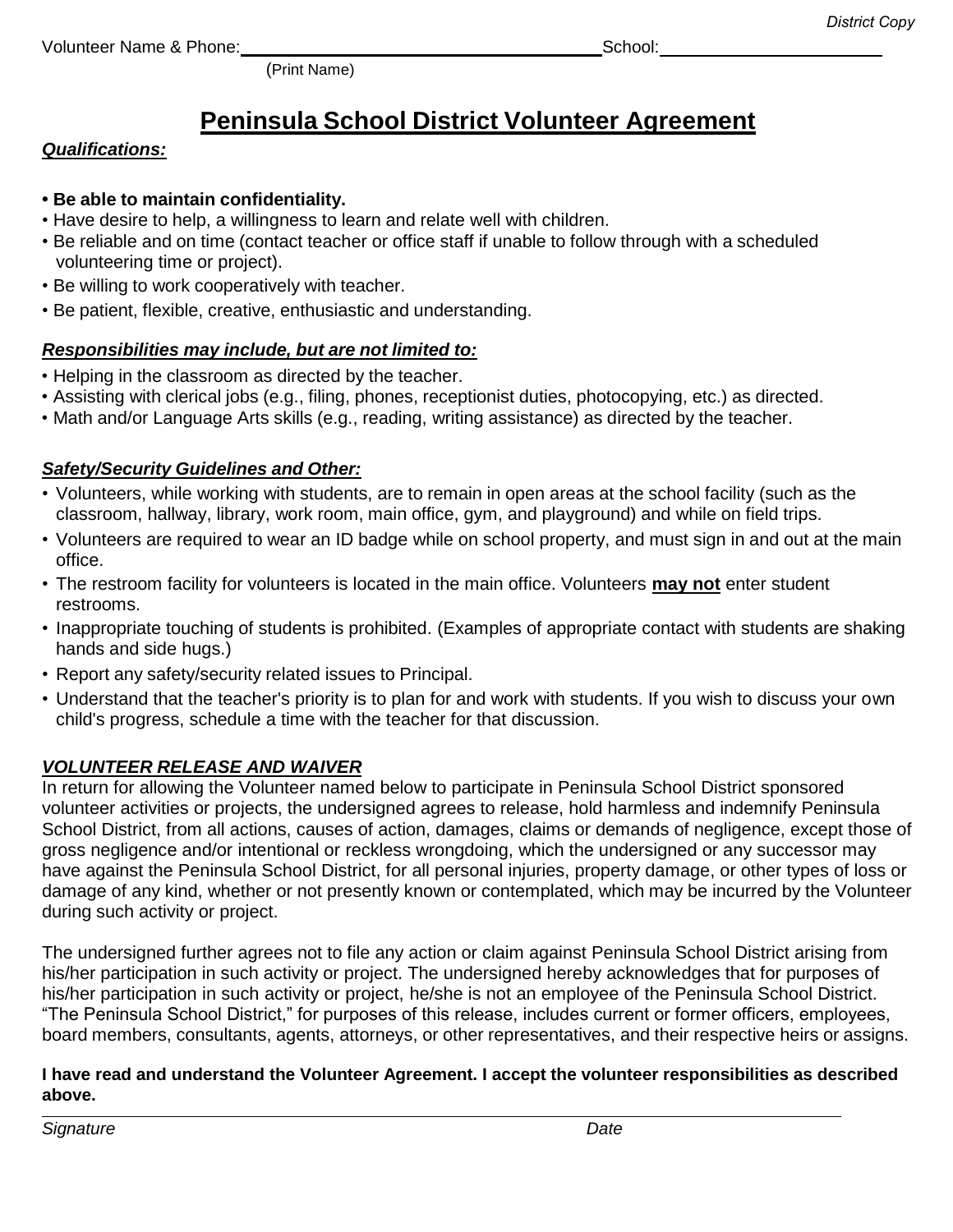*District Copy*

Volunteer Name & Phone: ______________________________ School: ____________________
(Print Name)

# Peninsula School District Volunteer Agreement

***Qualifications:***

- **Be able to maintain confidentiality.**
- Have desire to help, a willingness to learn and relate well with children.
- Be reliable and on time (contact teacher or office staff if unable to follow through with a scheduled volunteering time or project).
- Be willing to work cooperatively with teacher.
- Be patient, flexible, creative, enthusiastic and understanding.

***Responsibilities may include, but are not limited to:***

- Helping in the classroom as directed by the teacher.
- Assisting with clerical jobs (e.g., filing, phones, receptionist duties, photocopying, etc.) as directed.
- Math and/or Language Arts skills (e.g., reading, writing assistance) as directed by the teacher.

***Safety/Security Guidelines and Other:***

- Volunteers, while working with students, are to remain in open areas at the school facility (such as the classroom, hallway, library, work room, main office, gym, and playground) and while on field trips.
- Volunteers are required to wear an ID badge while on school property, and must sign in and out at the main office.
- The restroom facility for volunteers is located in the main office. Volunteers **may not** enter student restrooms.
- Inappropriate touching of students is prohibited. (Examples of appropriate contact with students are shaking hands and side hugs.)
- Report any safety/security related issues to Principal.
- Understand that the teacher's priority is to plan for and work with students. If you wish to discuss your own child's progress, schedule a time with the teacher for that discussion.

***VOLUNTEER RELEASE AND WAIVER***

In return for allowing the Volunteer named below to participate in Peninsula School District sponsored volunteer activities or projects, the undersigned agrees to release, hold harmless and indemnify Peninsula School District, from all actions, causes of action, damages, claims or demands of negligence, except those of gross negligence and/or intentional or reckless wrongdoing, which the undersigned or any successor may have against the Peninsula School District, for all personal injuries, property damage, or other types of loss or damage of any kind, whether or not presently known or contemplated, which may be incurred by the Volunteer during such activity or project.

The undersigned further agrees not to file any action or claim against Peninsula School District arising from his/her participation in such activity or project. The undersigned hereby acknowledges that for purposes of his/her participation in such activity or project, he/she is not an employee of the Peninsula School District. "The Peninsula School District," for purposes of this release, includes current or former officers, employees, board members, consultants, agents, attorneys, or other representatives, and their respective heirs or assigns.

**I have read and understand the Volunteer Agreement. I accept the volunteer responsibilities as described above.**

_____________________________________________________________

*Signature* *Date*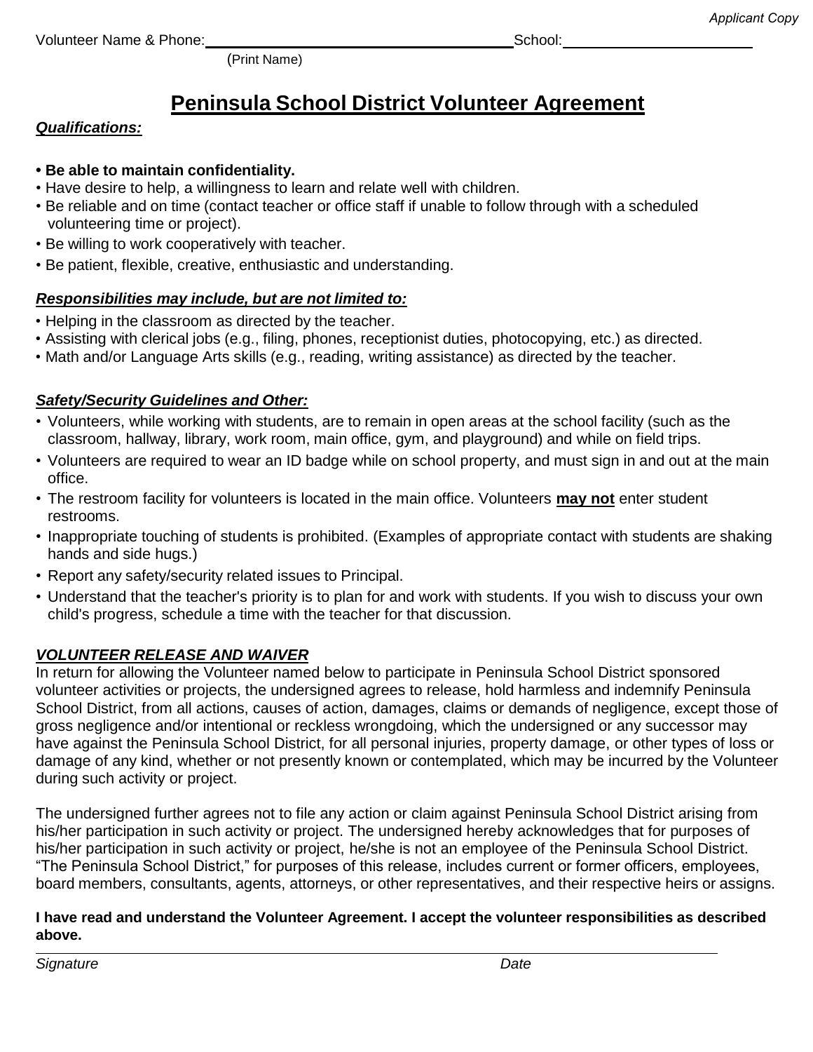*Applicant Copy*

Volunteer Name & Phone: ______________________ School: ______________

(Print Name)

# Peninsula School District Volunteer Agreement

***Qualifications:***

- **Be able to maintain confidentiality.**
- Have desire to help, a willingness to learn and relate well with children.
- Be reliable and on time (contact teacher or office staff if unable to follow through with a scheduled volunteering time or project).
- Be willing to work cooperatively with teacher.
- Be patient, flexible, creative, enthusiastic and understanding.

***Responsibilities may include, but are not limited to:***

- Helping in the classroom as directed by the teacher.
- Assisting with clerical jobs (e.g., filing, phones, receptionist duties, photocopying, etc.) as directed.
- Math and/or Language Arts skills (e.g., reading, writing assistance) as directed by the teacher.

***Safety/Security Guidelines and Other:***

- Volunteers, while working with students, are to remain in open areas at the school facility (such as the classroom, hallway, library, work room, main office, gym, and playground) and while on field trips.
- Volunteers are required to wear an ID badge while on school property, and must sign in and out at the main office.
- The restroom facility for volunteers is located in the main office. Volunteers **may not** enter student restrooms.
- Inappropriate touching of students is prohibited. (Examples of appropriate contact with students are shaking hands and side hugs.)
- Report any safety/security related issues to Principal.
- Understand that the teacher's priority is to plan for and work with students. If you wish to discuss your own child's progress, schedule a time with the teacher for that discussion.

***VOLUNTEER RELEASE AND WAIVER***

In return for allowing the Volunteer named below to participate in Peninsula School District sponsored volunteer activities or projects, the undersigned agrees to release, hold harmless and indemnify Peninsula School District, from all actions, causes of action, damages, claims or demands of negligence, except those of gross negligence and/or intentional or reckless wrongdoing, which the undersigned or any successor may have against the Peninsula School District, for all personal injuries, property damage, or other types of loss or damage of any kind, whether or not presently known or contemplated, which may be incurred by the Volunteer during such activity or project.

The undersigned further agrees not to file any action or claim against Peninsula School District arising from his/her participation in such activity or project. The undersigned hereby acknowledges that for purposes of his/her participation in such activity or project, he/she is not an employee of the Peninsula School District. "The Peninsula School District," for purposes of this release, includes current or former officers, employees, board members, consultants, agents, attorneys, or other representatives, and their respective heirs or assigns.

**I have read and understand the Volunteer Agreement. I accept the volunteer responsibilities as described above.**

______________________________________________________________

*Signature* *Date*